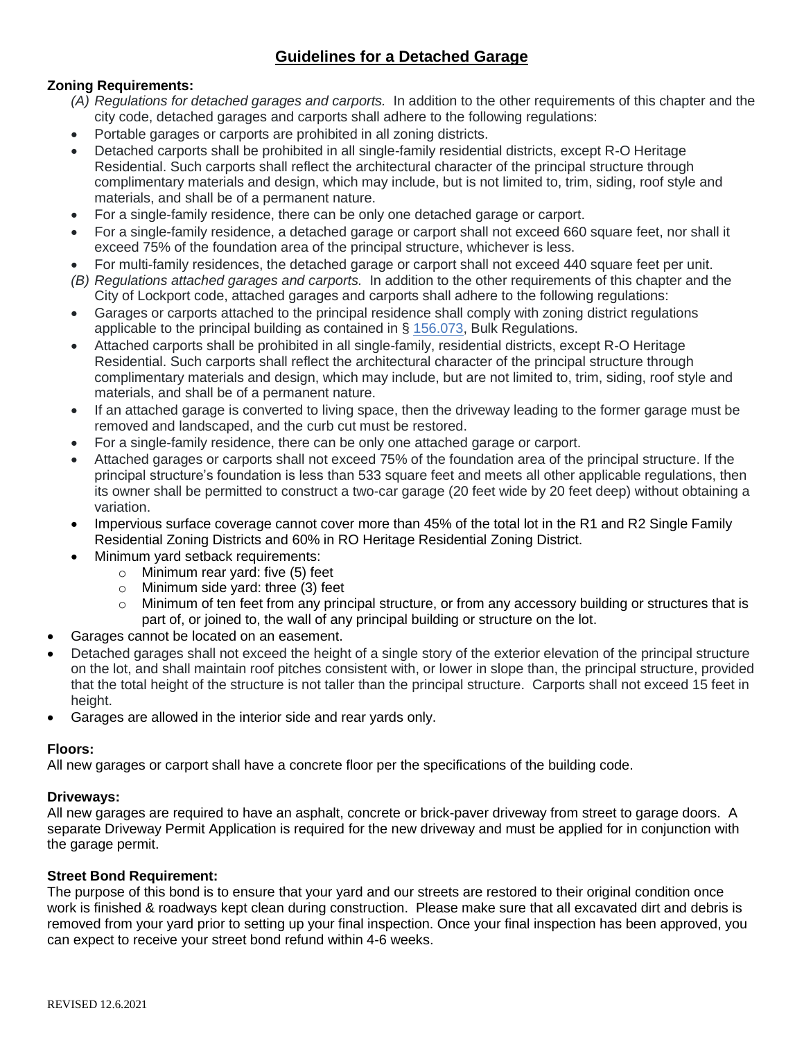# Guidelines for a Detached Garage

**Zoning Requirements:**

*(A) Regulations for detached garages and carports.* In addition to the other requirements of this chapter and the city code, detached garages and carports shall adhere to the following regulations:

- Portable garages or carports are prohibited in all zoning districts.
- Detached carports shall be prohibited in all single-family residential districts, except R-O Heritage Residential. Such carports shall reflect the architectural character of the principal structure through complimentary materials and design, which may include, but is not limited to, trim, siding, roof style and materials, and shall be of a permanent nature.
- For a single-family residence, there can be only one detached garage or carport.
- For a single-family residence, a detached garage or carport shall not exceed 660 square feet, nor shall it exceed 75% of the foundation area of the principal structure, whichever is less.
- For multi-family residences, the detached garage or carport shall not exceed 440 square feet per unit.

*(B) Regulations attached garages and carports.* In addition to the other requirements of this chapter and the City of Lockport code, attached garages and carports shall adhere to the following regulations:

- Garages or carports attached to the principal residence shall comply with zoning district regulations applicable to the principal building as contained in § 156.073, Bulk Regulations.
- Attached carports shall be prohibited in all single-family, residential districts, except R-O Heritage Residential. Such carports shall reflect the architectural character of the principal structure through complimentary materials and design, which may include, but are not limited to, trim, siding, roof style and materials, and shall be of a permanent nature.
- If an attached garage is converted to living space, then the driveway leading to the former garage must be removed and landscaped, and the curb cut must be restored.
- For a single-family residence, there can be only one attached garage or carport.
- Attached garages or carports shall not exceed 75% of the foundation area of the principal structure. If the principal structure's foundation is less than 533 square feet and meets all other applicable regulations, then its owner shall be permitted to construct a two-car garage (20 feet wide by 20 feet deep) without obtaining a variation.
- Impervious surface coverage cannot cover more than 45% of the total lot in the R1 and R2 Single Family Residential Zoning Districts and 60% in RO Heritage Residential Zoning District.
- Minimum yard setback requirements:
  - Minimum rear yard: five (5) feet
  - Minimum side yard: three (3) feet
  - Minimum of ten feet from any principal structure, or from any accessory building or structures that is part of, or joined to, the wall of any principal building or structure on the lot.

- Garages cannot be located on an easement.
- Detached garages shall not exceed the height of a single story of the exterior elevation of the principal structure on the lot, and shall maintain roof pitches consistent with, or lower in slope than, the principal structure, provided that the total height of the structure is not taller than the principal structure. Carports shall not exceed 15 feet in height.
- Garages are allowed in the interior side and rear yards only.

**Floors:**

All new garages or carport shall have a concrete floor per the specifications of the building code.

**Driveways:**

All new garages are required to have an asphalt, concrete or brick-paver driveway from street to garage doors. A separate Driveway Permit Application is required for the new driveway and must be applied for in conjunction with the garage permit.

**Street Bond Requirement:**

The purpose of this bond is to ensure that your yard and our streets are restored to their original condition once work is finished & roadways kept clean during construction. Please make sure that all excavated dirt and debris is removed from your yard prior to setting up your final inspection. Once your final inspection has been approved, you can expect to receive your street bond refund within 4-6 weeks.

REVISED 12.6.2021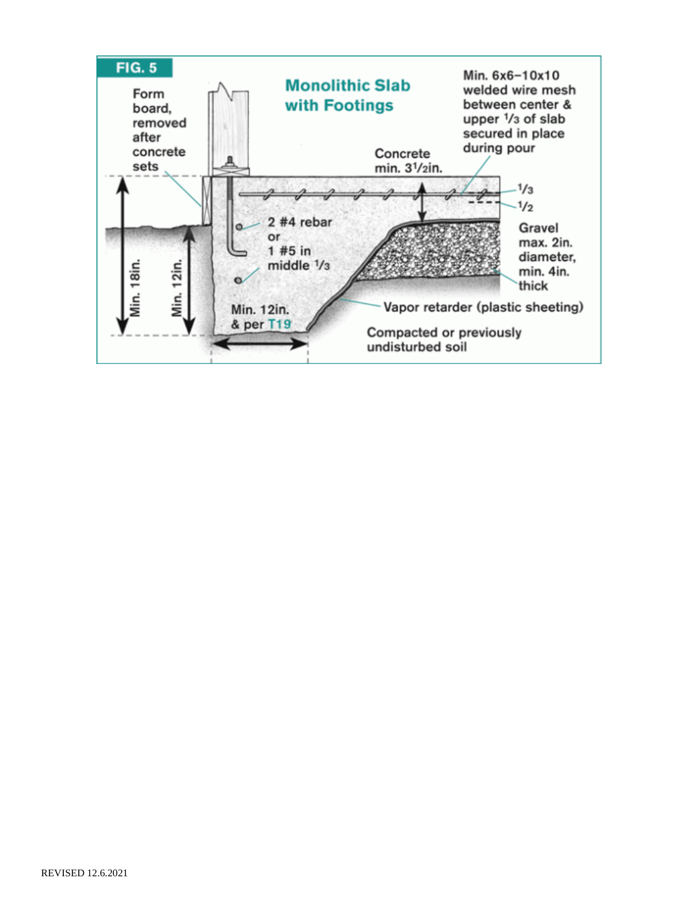**FIG. 5**

## Monolithic Slab with Footings

Form board, removed after concrete sets

Min. 6x6–10x10 welded wire mesh between center & upper 1/3 of slab secured in place during pour

Concrete min. 3 1/2in.

1/3

1/2

2 #4 rebar or 1 #5 in middle 1/3

Gravel max. 2in. diameter, min. 4in. thick

Vapor retarder (plastic sheeting)

Min. 18in.

Min. 12in.

Min. 12in. & per T19

Compacted or previously undisturbed soil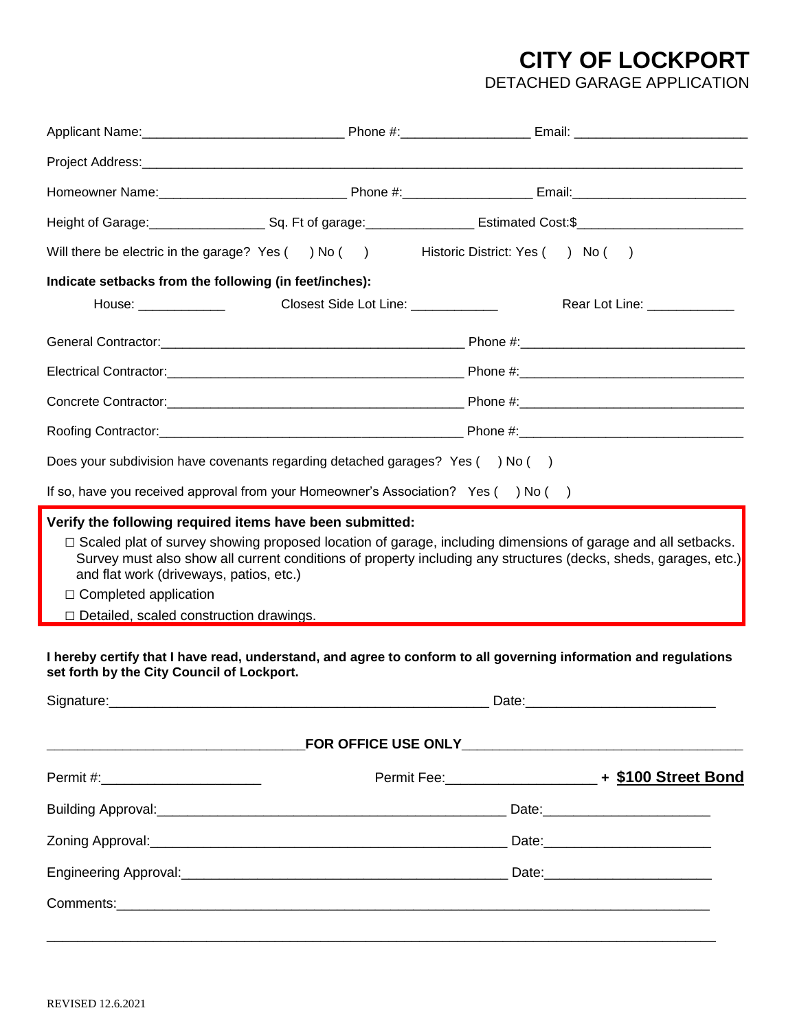# CITY OF LOCKPORT

DETACHED GARAGE APPLICATION

Applicant Name:___________________________ Phone #:_________________ Email: _______________________

Project Address:_______________________________________________________________________________

Homeowner Name:_________________________ Phone #:_________________ Email:_______________________

Height of Garage:_______________ Sq. Ft of garage:______________ Estimated Cost:$______________________

Will there be electric in the garage? Yes ( ) No ( ) Historic District: Yes ( ) No ( )

**Indicate setbacks from the following (in feet/inches):**

House: ___________ Closest Side Lot Line: ___________ Rear Lot Line: ___________

General Contractor:________________________________________ Phone #:______________________________

Electrical Contractor:_______________________________________ Phone #:______________________________

Concrete Contractor:_______________________________________ Phone #:______________________________

Roofing Contractor:________________________________________ Phone #:______________________________

Does your subdivision have covenants regarding detached garages? Yes ( ) No ( )

If so, have you received approval from your Homeowner's Association? Yes ( ) No ( )

**Verify the following required items have been submitted:**

- ☐ Scaled plat of survey showing proposed location of garage, including dimensions of garage and all setbacks. Survey must also show all current conditions of property including any structures (decks, sheds, garages, etc.) and flat work (driveways, patios, etc.)
- ☐ Completed application
- ☐ Detailed, scaled construction drawings.

**I hereby certify that I have read, understand, and agree to conform to all governing information and regulations set forth by the City Council of Lockport.**

Signature:__________________________________________________ Date:________________________

**FOR OFFICE USE ONLY**

Permit #:____________________ Permit Fee:___________________ + **<u>$100 Street Bond</u>**

Building Approval:______________________________________________ Date:_____________________

Zoning Approval:_______________________________________________ Date:_____________________

Engineering Approval:___________________________________________ Date:_____________________

Comments:_____________________________________________________________________________

_______________________________________________________________________________________

REVISED 12.6.2021